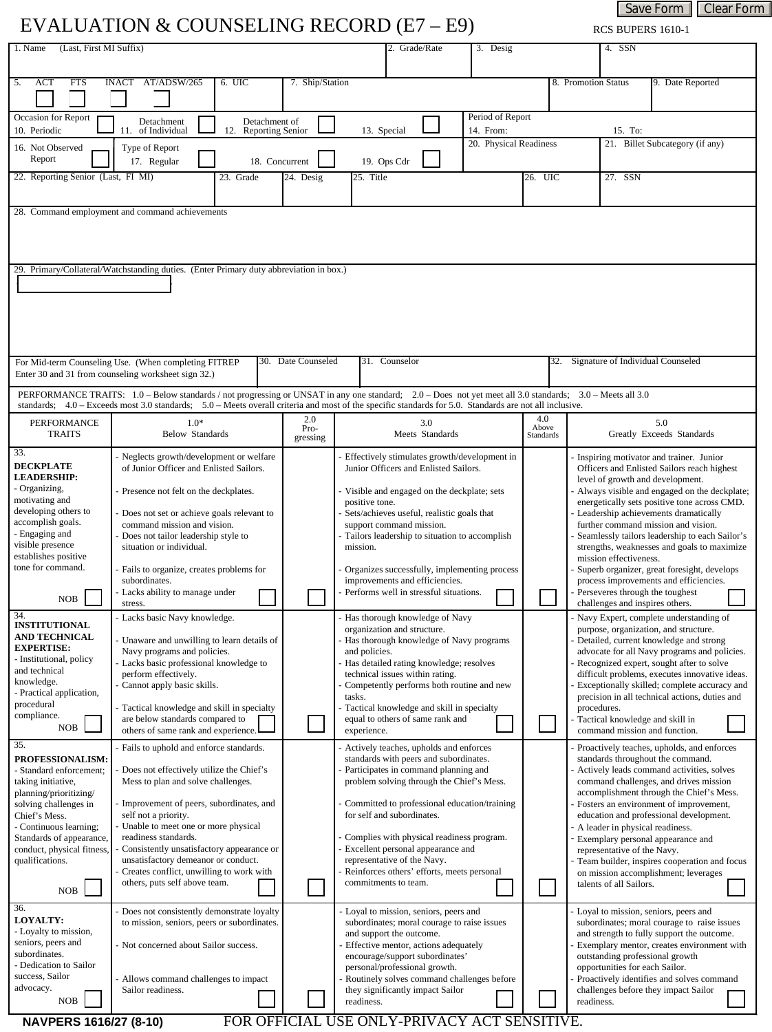Save Form | Clear Form

# EVALUATION & COUNSELING RECORD (E7 – E9)

RCS BUPERS 1610-1

| 1. Name (Last, First MI Suffix) | 2. Grade/Rate | 3. Desig | 4. SSN |
|---|---|---|---|
| | | | |

| 5. ACT ☐ FTS ☐ INACT ☐ AT/ADSW/265 ☐ | 6. UIC | 7. Ship/Station | 8. Promotion Status | 9. Date Reported |
|---|---|---|---|---|
| | | | | |

| Occasion for Report | | | | Period of Report | |
|---|---|---|---|---|---|
| 10. Periodic ☐ | 11. Detachment of Individual ☐ | 12. Detachment of Reporting Senior ☐ | 13. Special ☐ | 14. From: | 15. To: |

| 16. Not Observed Report ☐ | Type of Report 17. Regular ☐ 18. Concurrent ☐ 19. Ops Cdr ☐ | 20. Physical Readiness | 21. Billet Subcategory (if any) |
|---|---|---|---|
| | | | |

| 22. Reporting Senior (Last, FI MI) | 23. Grade | 24. Desig | 25. Title | 26. UIC | 27. SSN |
|---|---|---|---|---|---|
| | | | | | |

28. Command employment and command achievements

29. Primary/Collateral/Watchstanding duties. (Enter Primary duty abbreviation in box.)

| For Mid-term Counseling Use. (When completing FITREP Enter 30 and 31 from counseling worksheet sign 32.) | 30. Date Counseled | 31. Counselor | 32. Signature of Individual Counseled |
|---|---|---|---|
| | | | |

PERFORMANCE TRAITS: 1.0 – Below standards / not progressing or UNSAT in any one standard; 2.0 – Does not yet meet all 3.0 standards; 3.0 – Meets all 3.0 standards; 4.0 – Exceeds most 3.0 standards; 5.0 – Meets overall criteria and most of the specific standards for 5.0. Standards are not all inclusive.

| PERFORMANCE TRAITS | 1.0* Below Standards | 2.0 Pro-gressing | 3.0 Meets Standards | 4.0 Above Standards | 5.0 Greatly Exceeds Standards |
|---|---|---|---|---|---|
| 33. **DECKPLATE LEADERSHIP:** - Organizing, motivating and developing others to accomplish goals. - Engaging and visible presence establishes positive tone for command. NOB ☐ | - Neglects growth/development or welfare of Junior Officer and Enlisted Sailors. - Presence not felt on the deckplates. - Does not set or achieve goals relevant to command mission and vision. - Does not tailor leadership style to situation or individual. - Fails to organize, creates problems for subordinates. - Lacks ability to manage under stress. ☐ | ☐ | - Effectively stimulates growth/development in Junior Officers and Enlisted Sailors. - Visible and engaged on the deckplate; sets positive tone. - Sets/achieves useful, realistic goals that support command mission. - Tailors leadership to situation to accomplish mission. - Organizes successfully, implementing process improvements and efficiencies. - Performs well in stressful situations. ☐ | ☐ | - Inspiring motivator and trainer. Junior Officers and Enlisted Sailors reach highest level of growth and development. - Always visible and engaged on the deckplate; energetically sets positive tone across CMD. - Leadership achievements dramatically further command mission and vision. - Seamlessly tailors leadership to each Sailor's strengths, weaknesses and goals to maximize mission effectiveness. - Superb organizer, great foresight, develops process improvements and efficiencies. - Perseveres through the toughest challenges and inspires others. ☐ |
| 34. **INSTITUTIONAL AND TECHNICAL EXPERTISE:** - Institutional, policy and technical knowledge. - Practical application, procedural compliance. NOB ☐ | - Lacks basic Navy knowledge. - Unaware and unwilling to learn details of Navy programs and policies. - Lacks basic professional knowledge to perform effectively. - Cannot apply basic skills. - Tactical knowledge and skill in specialty are below standards compared to others of same rank and experience. ☐ | ☐ | - Has thorough knowledge of Navy organization and structure. - Has thorough knowledge of Navy programs and policies. - Has detailed rating knowledge; resolves technical issues within rating. - Competently performs both routine and new tasks. - Tactical knowledge and skill in specialty equal to others of same rank and experience. ☐ | ☐ | - Navy Expert, complete understanding of purpose, organization, and structure. - Detailed, current knowledge and strong advocate for all Navy programs and policies. - Recognized expert, sought after to solve difficult problems, executes innovative ideas. - Exceptionally skilled; complete accuracy and precision in all technical actions, duties and procedures. - Tactical knowledge and skill in command mission and function. ☐ |
| 35. **PROFESSIONALISM:** - Standard enforcement; taking initiative, planning/prioritizing/ solving challenges in Chief's Mess. - Continuous learning; Standards of appearance, conduct, physical fitness, qualifications. NOB ☐ | - Fails to uphold and enforce standards. - Does not effectively utilize the Chief's Mess to plan and solve challenges. - Improvement of peers, subordinates, and self not a priority. - Unable to meet one or more physical readiness standards. - Consistently unsatisfactory appearance or unsatisfactory demeanor or conduct. - Creates conflict, unwilling to work with others, puts self above team. ☐ | ☐ | - Actively teaches, upholds and enforces standards with peers and subordinates. - Participates in command planning and problem solving through the Chief's Mess. - Committed to professional education/training for self and subordinates. - Complies with physical readiness program. - Excellent personal appearance and representative of the Navy. - Reinforces others' efforts, meets personal commitments to team. ☐ | ☐ | - Proactively teaches, upholds, and enforces standards throughout the command. - Actively leads command activities, solves command challenges, and drives mission accomplishment through the Chief's Mess. - Fosters an environment of improvement, education and professional development. - A leader in physical readiness. - Exemplary personal appearance and representative of the Navy. - Team builder, inspires cooperation and focus on mission accomplishment; leverages talents of all Sailors. ☐ |
| 36. **LOYALTY:** - Loyalty to mission, seniors, peers and subordinates. - Dedication to Sailor success, Sailor advocacy. NOB ☐ | - Does not consistently demonstrate loyalty to mission, seniors, peers or subordinates. - Not concerned about Sailor success. - Allows command challenges to impact Sailor readiness. ☐ | ☐ | - Loyal to mission, seniors, peers and subordinates; moral courage to raise issues and support the outcome. - Effective mentor, actions adequately encourage/support subordinates' personal/professional growth. - Routinely solves command challenges before they significantly impact Sailor readiness. ☐ | ☐ | - Loyal to mission, seniors, peers and subordinates; moral courage to raise issues and strength to fully support the outcome. - Exemplary mentor, creates environment with outstanding professional growth opportunities for each Sailor. - Proactively identifies and solves command challenges before they impact Sailor readiness. ☐ |

NAVPERS 1616/27 (8-10) FOR OFFICIAL USE ONLY-PRIVACY ACT SENSITIVE.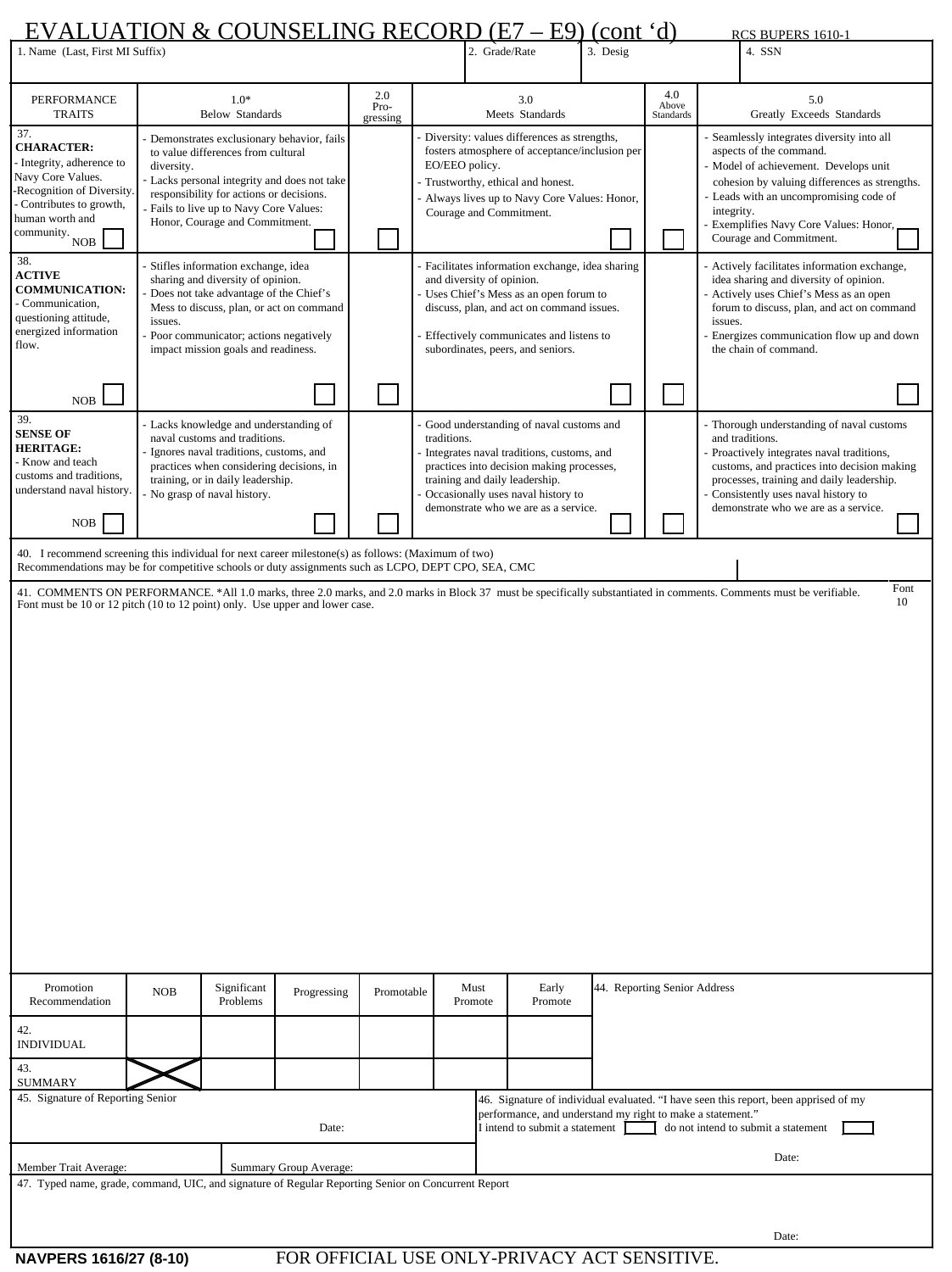# EVALUATION & COUNSELING RECORD (E7 – E9) (cont 'd)

RCS BUPERS 1610-1

| 1. Name (Last, First MI Suffix) | 2. Grade/Rate | 3. Desig | 4. SSN |
|---|---|---|---|
| | | | |

| PERFORMANCE TRAITS | 1.0* Below Standards | 2.0 Pro-gressing | 3.0 Meets Standards | 4.0 Above Standards | 5.0 Greatly Exceeds Standards |
|---|---|---|---|---|---|
| 37. **CHARACTER:** - Integrity, adherence to Navy Core Values. -Recognition of Diversity. - Contributes to growth, human worth and community. NOB ☐ | - Demonstrates exclusionary behavior, fails to value differences from cultural diversity. - Lacks personal integrity and does not take responsibility for actions or decisions. - Fails to live up to Navy Core Values: Honor, Courage and Commitment. ☐ | ☐ | - Diversity: values differences as strengths, fosters atmosphere of acceptance/inclusion per EO/EEO policy. - Trustworthy, ethical and honest. - Always lives up to Navy Core Values: Honor, Courage and Commitment. ☐ | ☐ | - Seamlessly integrates diversity into all aspects of the command. - Model of achievement. Develops unit cohesion by valuing differences as strengths. - Leads with an uncompromising code of integrity. - Exemplifies Navy Core Values: Honor, Courage and Commitment. ☐ |
| 38. **ACTIVE COMMUNICATION:** - Communication, questioning attitude, energized information flow. NOB ☐ | - Stifles information exchange, idea sharing and diversity of opinion. - Does not take advantage of the Chief's Mess to discuss, plan, or act on command issues. - Poor communicator; actions negatively impact mission goals and readiness. ☐ | ☐ | - Facilitates information exchange, idea sharing and diversity of opinion. - Uses Chief's Mess as an open forum to discuss, plan, and act on command issues. - Effectively communicates and listens to subordinates, peers, and seniors. ☐ | ☐ | - Actively facilitates information exchange, idea sharing and diversity of opinion. - Actively uses Chief's Mess as an open forum to discuss, plan, and act on command issues. - Energizes communication flow up and down the chain of command. ☐ |
| 39. **SENSE OF HERITAGE:** - Know and teach customs and traditions, understand naval history. NOB ☐ | - Lacks knowledge and understanding of naval customs and traditions. - Ignores naval traditions, customs, and practices when considering decisions, in training, or in daily leadership. - No grasp of naval history. ☐ | ☐ | - Good understanding of naval customs and traditions. - Integrates naval traditions, customs, and practices into decision making processes, training and daily leadership. - Occasionally uses naval history to demonstrate who we are as a service. ☐ | ☐ | - Thorough understanding of naval customs and traditions. - Proactively integrates naval traditions, customs, and practices into decision making processes, training and daily leadership. - Consistently uses naval history to demonstrate who we are as a service. ☐ |

40. I recommend screening this individual for next career milestone(s) as follows: (Maximum of two)
Recommendations may be for competitive schools or duty assignments such as LCPO, DEPT CPO, SEA, CMC

41. COMMENTS ON PERFORMANCE. *All 1.0 marks, three 2.0 marks, and 2.0 marks in Block 37 must be specifically substantiated in comments. Comments must be verifiable. Font must be 10 or 12 pitch (10 to 12 point) only. Use upper and lower case.

Font 10

| Promotion Recommendation | NOB | Significant Problems | Progressing | Promotable | Must Promote | Early Promote | 44. Reporting Senior Address |
|---|---|---|---|---|---|---|---|
| 42. INDIVIDUAL | | | | | | | |
| 43. SUMMARY | X | | | | | | |

45. Signature of Reporting Senior

Date:

Member Trait Average:

Summary Group Average:

46. Signature of individual evaluated. "I have seen this report, been apprised of my performance, and understand my right to make a statement."
I intend to submit a statement ☐ do not intend to submit a statement ☐

Date:

47. Typed name, grade, command, UIC, and signature of Regular Reporting Senior on Concurrent Report

Date:

**NAVPERS 1616/27 (8-10)** FOR OFFICIAL USE ONLY-PRIVACY ACT SENSITIVE.